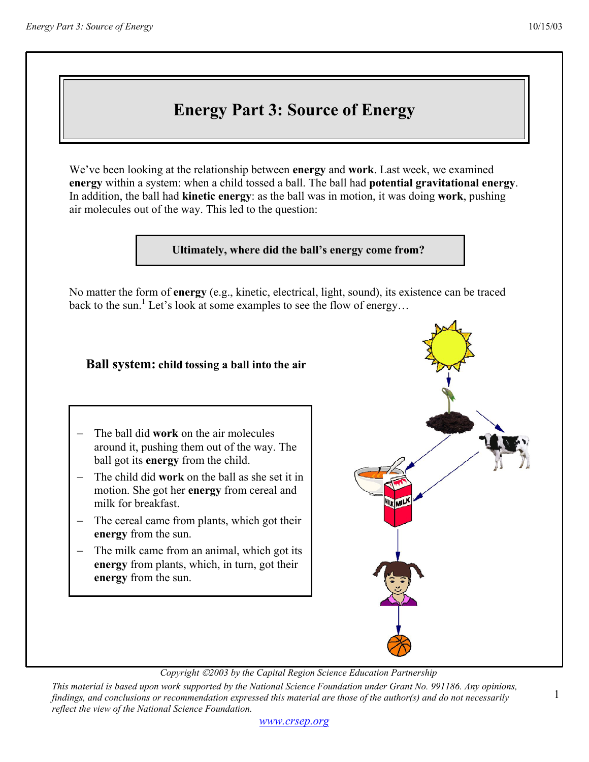# Energy Part 3: Source of Energy

We've been looking at the relationship between **energy** and **work**. Last week, we examined **energy** within a system: when a child tossed a ball. The ball had **potential gravitational energy**. In addition, the ball had **kinetic energy**: as the ball was in motion, it was doing **work**, pushing air molecules out of the way. This led to the question:

**Ultimately, where did the ball's energy come from?**

No matter the form of **energy** (e.g., kinetic, electrical, light, sound), its existence can be traced back to the sun.[1] Let's look at some examples to see the flow of energy…

## Ball system: child tossing a ball into the air

- The ball did **work** on the air molecules around it, pushing them out of the way. The ball got its **energy** from the child.
- The child did **work** on the ball as she set it in motion. She got her **energy** from cereal and milk for breakfast.
- The cereal came from plants, which got their **energy** from the sun.
- The milk came from an animal, which got its **energy** from plants, which, in turn, got their **energy** from the sun.

*Copyright ©2003 by the Capital Region Science Education Partnership*

*This material is based upon work supported by the National Science Foundation under Grant No. 991186. Any opinions, findings, and conclusions or recommendation expressed this material are those of the author(s) and do not necessarily reflect the view of the National Science Foundation.*

www.crsep.org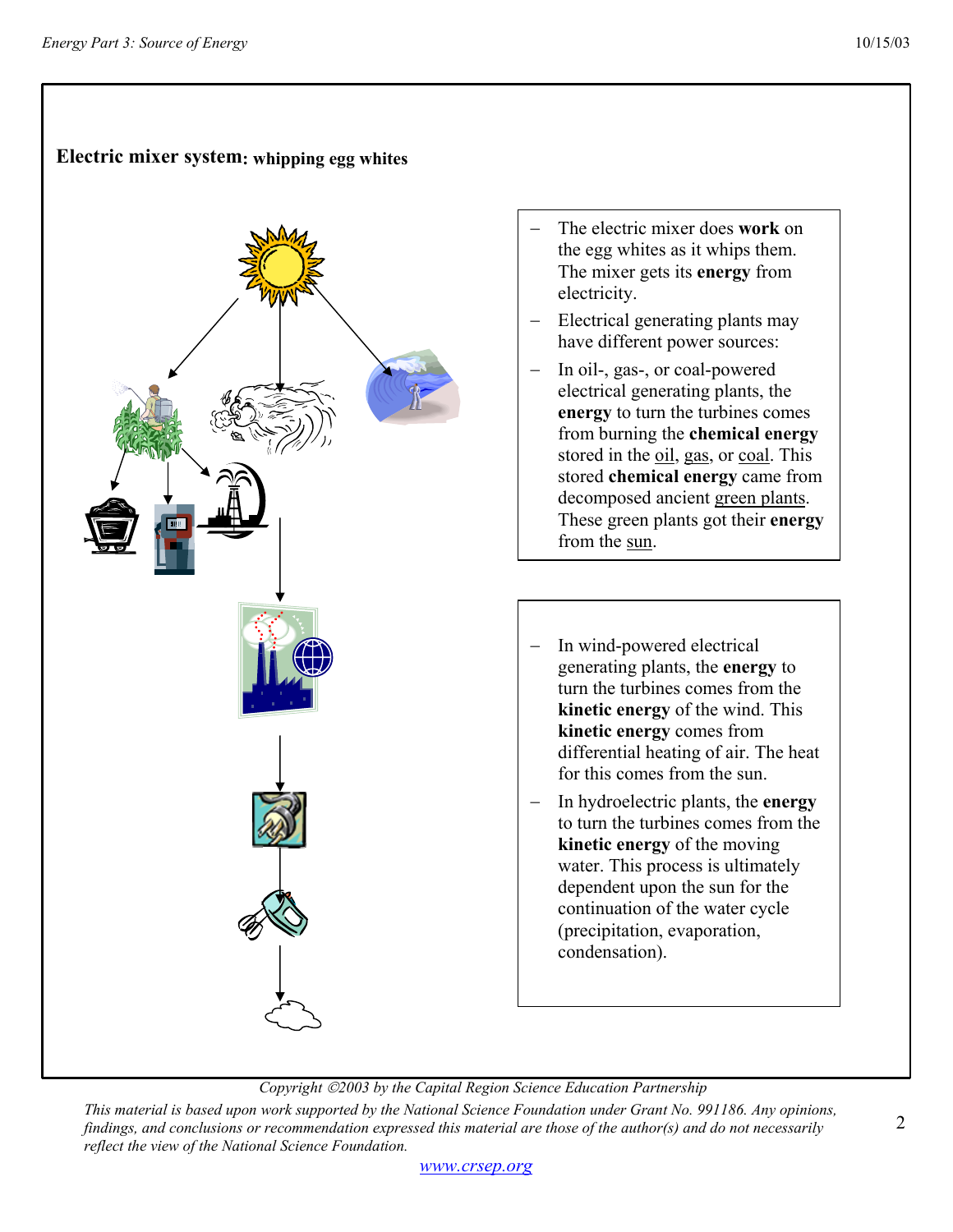## Electric mixer system: whipping egg whites

- The electric mixer does **work** on the egg whites as it whips them. The mixer gets its **energy** from electricity.
- Electrical generating plants may have different power sources:
- In oil-, gas-, or coal-powered electrical generating plants, the **energy** to turn the turbines comes from burning the **chemical energy** stored in the <u>oil</u>, <u>gas</u>, or <u>coal</u>. This stored **chemical energy** came from decomposed ancient <u>green plants</u>. These green plants got their **energy** from the <u>sun</u>.

- In wind-powered electrical generating plants, the **energy** to turn the turbines comes from the **kinetic energy** of the wind. This **kinetic energy** comes from differential heating of air. The heat for this comes from the sun.
- In hydroelectric plants, the **energy** to turn the turbines comes from the **kinetic energy** of the moving water. This process is ultimately dependent upon the sun for the continuation of the water cycle (precipitation, evaporation, condensation).

*Copyright ©2003 by the Capital Region Science Education Partnership*

*This material is based upon work supported by the National Science Foundation under Grant No. 991186. Any opinions, findings, and conclusions or recommendation expressed this material are those of the author(s) and do not necessarily reflect the view of the National Science Foundation.*

www.crsep.org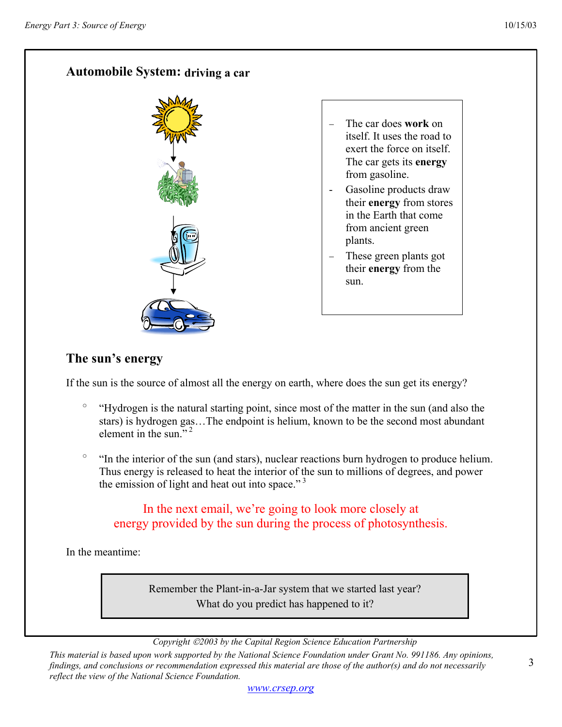## Automobile System: driving a car

- The car does **work** on itself. It uses the road to exert the force on itself. The car gets its **energy** from gasoline.
- Gasoline products draw their **energy** from stores in the Earth that come from ancient green plants.
- These green plants got their **energy** from the sun.

## The sun's energy

If the sun is the source of almost all the energy on earth, where does the sun get its energy?

- "Hydrogen is the natural starting point, since most of the matter in the sun (and also the stars) is hydrogen gas…The endpoint is helium, known to be the second most abundant element in the sun." [2]

- "In the interior of the sun (and stars), nuclear reactions burn hydrogen to produce helium. Thus energy is released to heat the interior of the sun to millions of degrees, and power the emission of light and heat out into space." [3]

In the next email, we're going to look more closely at energy provided by the sun during the process of photosynthesis.

In the meantime:

Remember the Plant-in-a-Jar system that we started last year?
What do you predict has happened to it?

*Copyright ©2003 by the Capital Region Science Education Partnership*

*This material is based upon work supported by the National Science Foundation under Grant No. 991186. Any opinions, findings, and conclusions or recommendation expressed this material are those of the author(s) and do not necessarily reflect the view of the National Science Foundation.*

www.crsep.org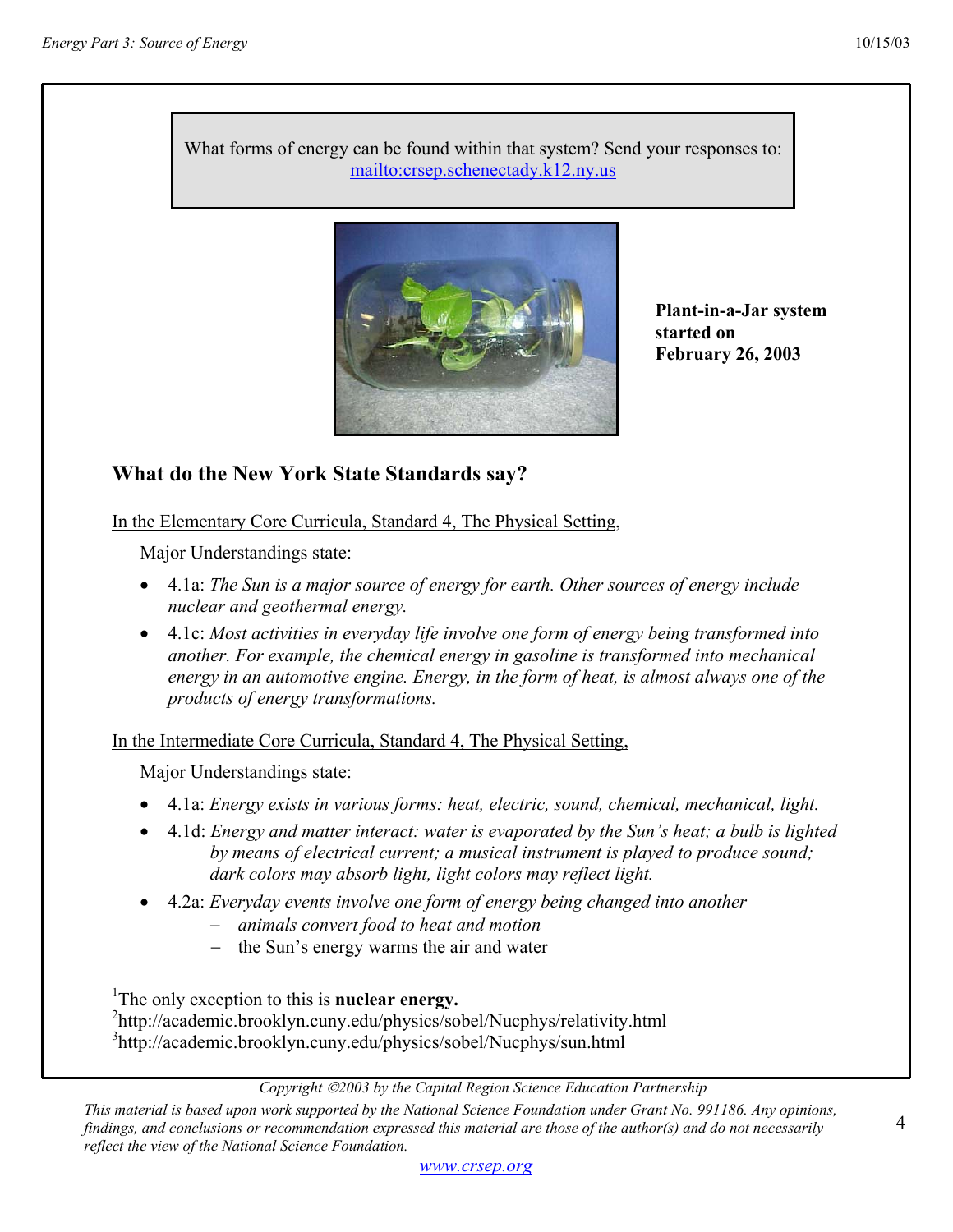What forms of energy can be found within that system? Send your responses to: [mailto:crsep.schenectady.k12.ny.us](mailto:crsep.schenectady.k12.ny.us)

**Plant-in-a-Jar system started on February 26, 2003**

## What do the New York State Standards say?

In the Elementary Core Curricula, Standard 4, The Physical Setting,

Major Understandings state:

- 4.1a: *The Sun is a major source of energy for earth. Other sources of energy include nuclear and geothermal energy.*
- 4.1c: *Most activities in everyday life involve one form of energy being transformed into another. For example, the chemical energy in gasoline is transformed into mechanical energy in an automotive engine. Energy, in the form of heat, is almost always one of the products of energy transformations.*

In the Intermediate Core Curricula, Standard 4, The Physical Setting,

Major Understandings state:

- 4.1a: *Energy exists in various forms: heat, electric, sound, chemical, mechanical, light.*
- 4.1d: *Energy and matter interact: water is evaporated by the Sun's heat; a bulb is lighted by means of electrical current; a musical instrument is played to produce sound; dark colors may absorb light, light colors may reflect light.*
- 4.2a: *Everyday events involve one form of energy being changed into another*
  - *animals convert food to heat and motion*
  - the Sun's energy warms the air and water

[1]The only exception to this is **nuclear energy.**
[2]http://academic.brooklyn.cuny.edu/physics/sobel/Nucphys/relativity.html
[3]http://academic.brooklyn.cuny.edu/physics/sobel/Nucphys/sun.html

*Copyright ©2003 by the Capital Region Science Education Partnership*

*This material is based upon work supported by the National Science Foundation under Grant No. 991186. Any opinions, findings, and conclusions or recommendation expressed this material are those of the author(s) and do not necessarily reflect the view of the National Science Foundation.*

[www.crsep.org](www.crsep.org)